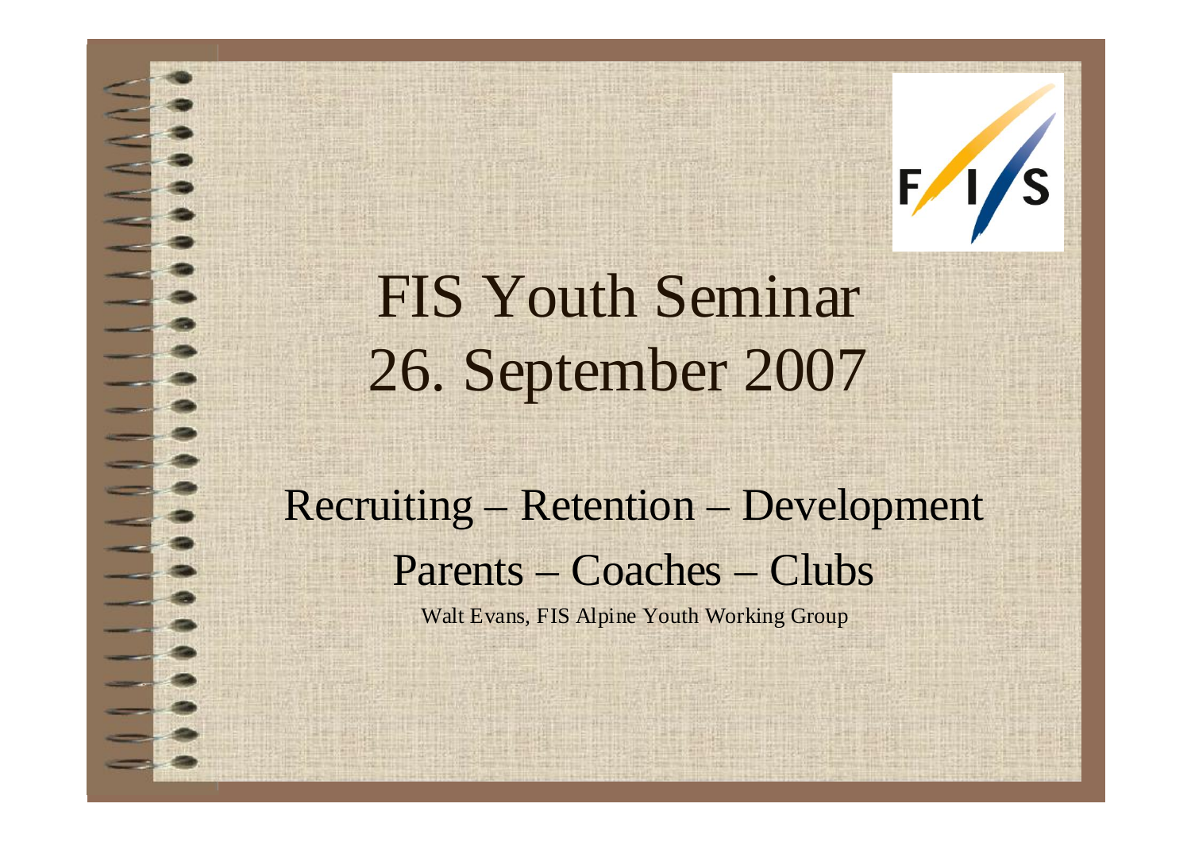# FIS Youth Seminar 26. September 2007

## Recruiting – Retention – Development

## Parents – Coaches – Clubs

Walt Evans, FIS Alpine Youth Working Group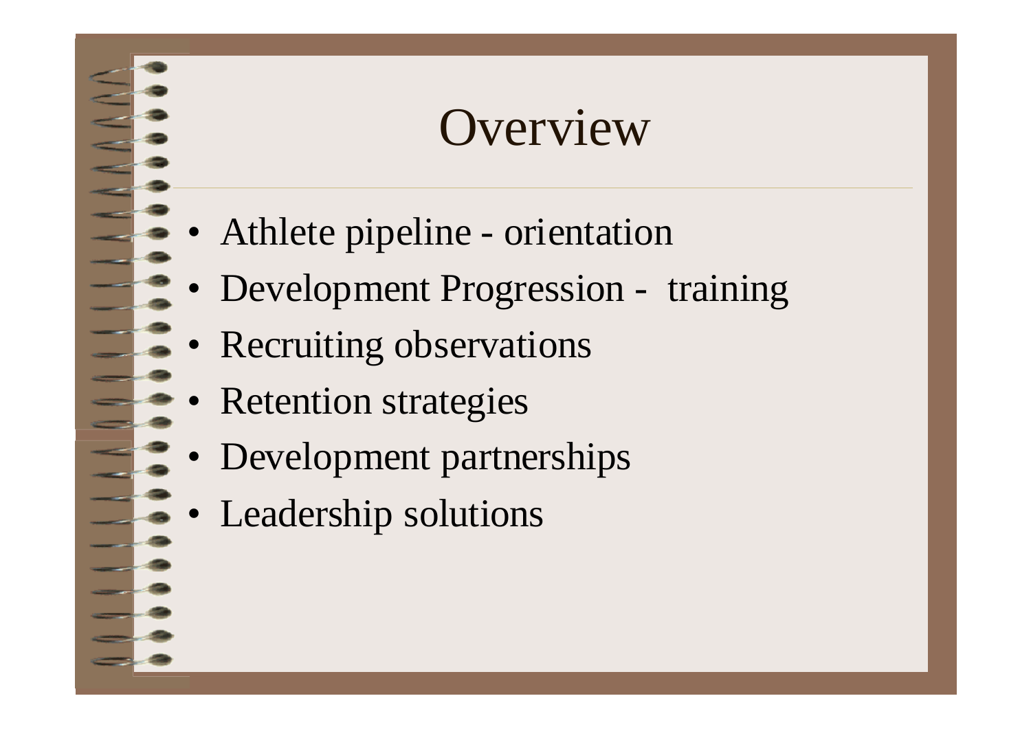# Overview

- Athlete pipeline - orientation
- Development Progression - training
- Recruiting observations
- Retention strategies
- Development partnerships
- Leadership solutions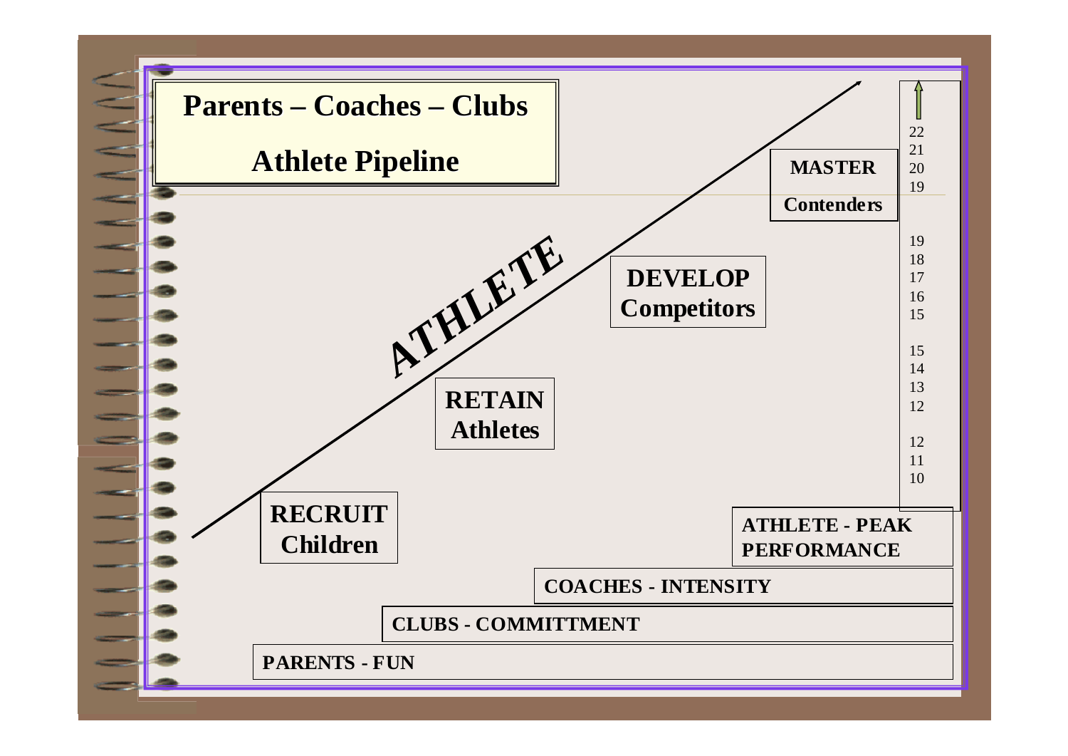# Parents – Coaches – Clubs

## Athlete Pipeline

*ATHLETE*

**RECRUIT Children**

**RETAIN Athletes**

**DEVELOP Competitors**

**MASTER Contenders**

| Stage | Ages |
| --- | --- |
| RECRUIT Children | 10, 11, 12 |
| RETAIN Athletes | 12, 13, 14, 15 |
| DEVELOP Competitors | 15, 16, 17, 18, 19 |
| MASTER Contenders | 19, 20, 21, 22 |

**ATHLETE - PEAK PERFORMANCE**

**COACHES - INTENSITY**

**CLUBS - COMMITTMENT**

**PARENTS - FUN**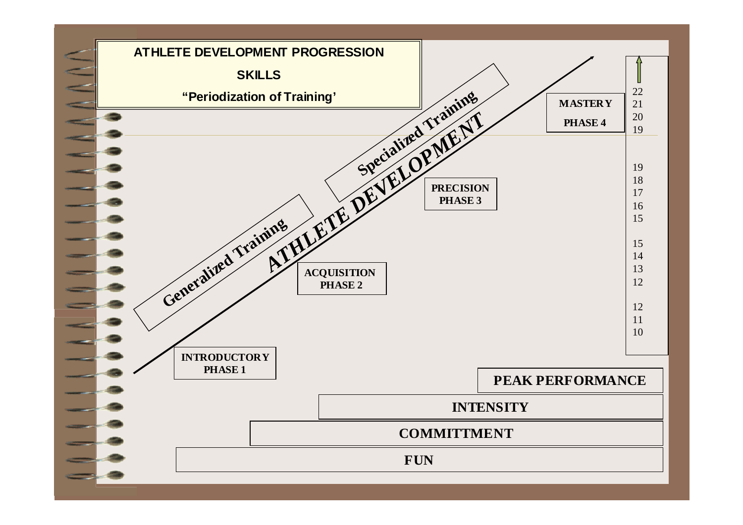# ATHLETE DEVELOPMENT PROGRESSION

## SKILLS

**"Periodization of Training'**

*Generalized Training*

*Specialized Training*

*ATHLETE DEVELOPMENT*

**INTRODUCTORY PHASE 1**

**ACQUISITION PHASE 2**

**PRECISION PHASE 3**

**MASTERY PHASE 4**

| Phase | Ages |
| --- | --- |
| MASTERY PHASE 4 | 22, 21, 20, 19 |
| PRECISION PHASE 3 | 19, 18, 17, 16, 15 |
| ACQUISITION PHASE 2 | 15, 14, 13, 12 |
| INTRODUCTORY PHASE 1 | 12, 11, 10 |

**PEAK PERFORMANCE**

**INTENSITY**

**COMMITTMENT**

**FUN**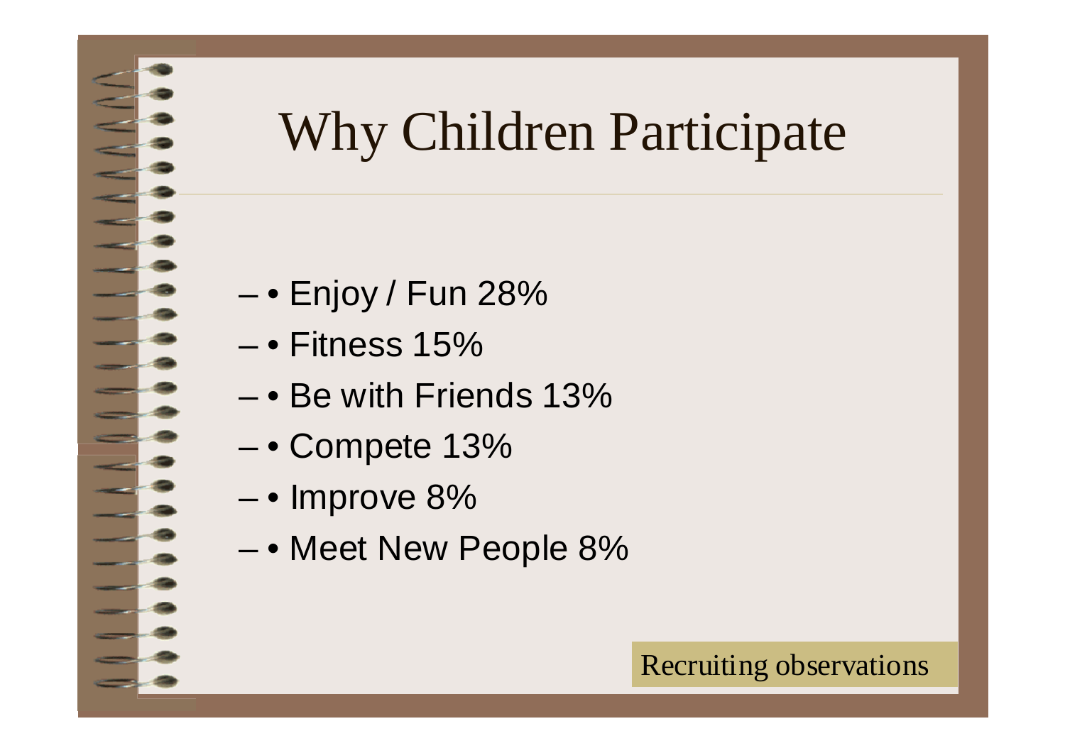# Why Children Participate

- Enjoy / Fun 28%
- Fitness 15%
- Be with Friends 13%
- Compete 13%
- Improve 8%
- Meet New People 8%

Recruiting observations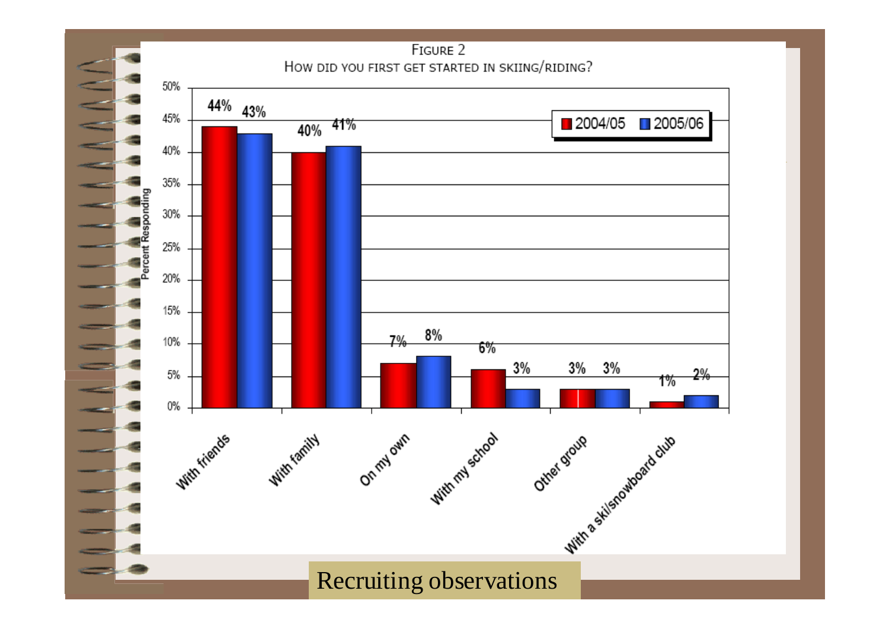Figure 2

How did you first get started in skiing/riding?

| | 2004/05 | 2005/06 |
|---|---|---|
| With friends | 44% | 43% |
| With family | 40% | 41% |
| On my own | 7% | 8% |
| With my school | 6% | 3% |
| Other group | 3% | 3% |
| With a ski/snowboard club | 1% | 2% |

Recruiting observations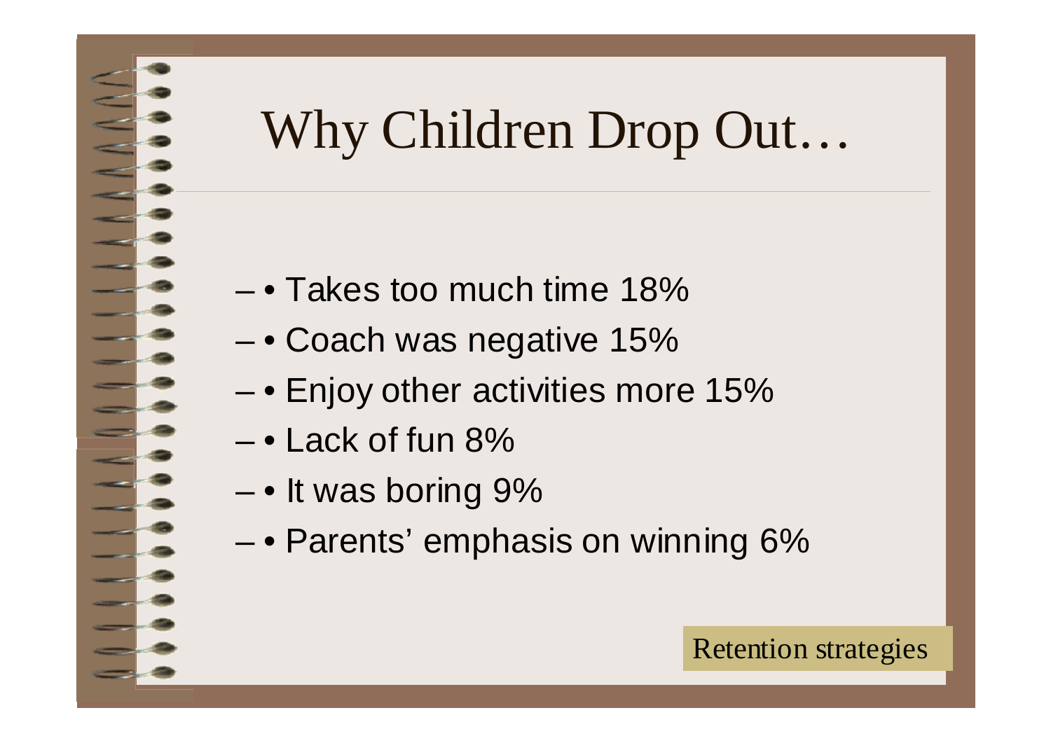# Why Children Drop Out…

- • Takes too much time 18%
- • Coach was negative 15%
- • Enjoy other activities more 15%
- • Lack of fun 8%
- • It was boring 9%
- • Parents' emphasis on winning 6%

Retention strategies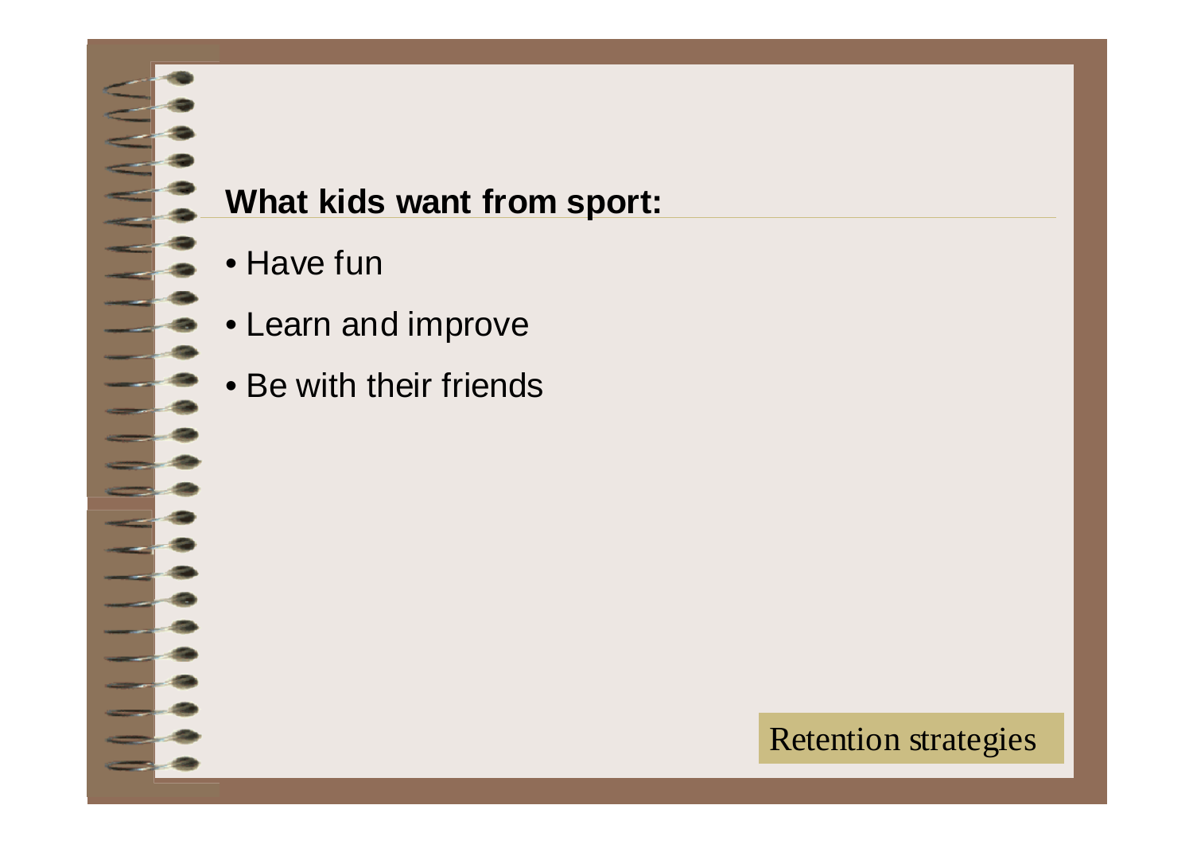## What kids want from sport:

- Have fun
- Learn and improve
- Be with their friends

Retention strategies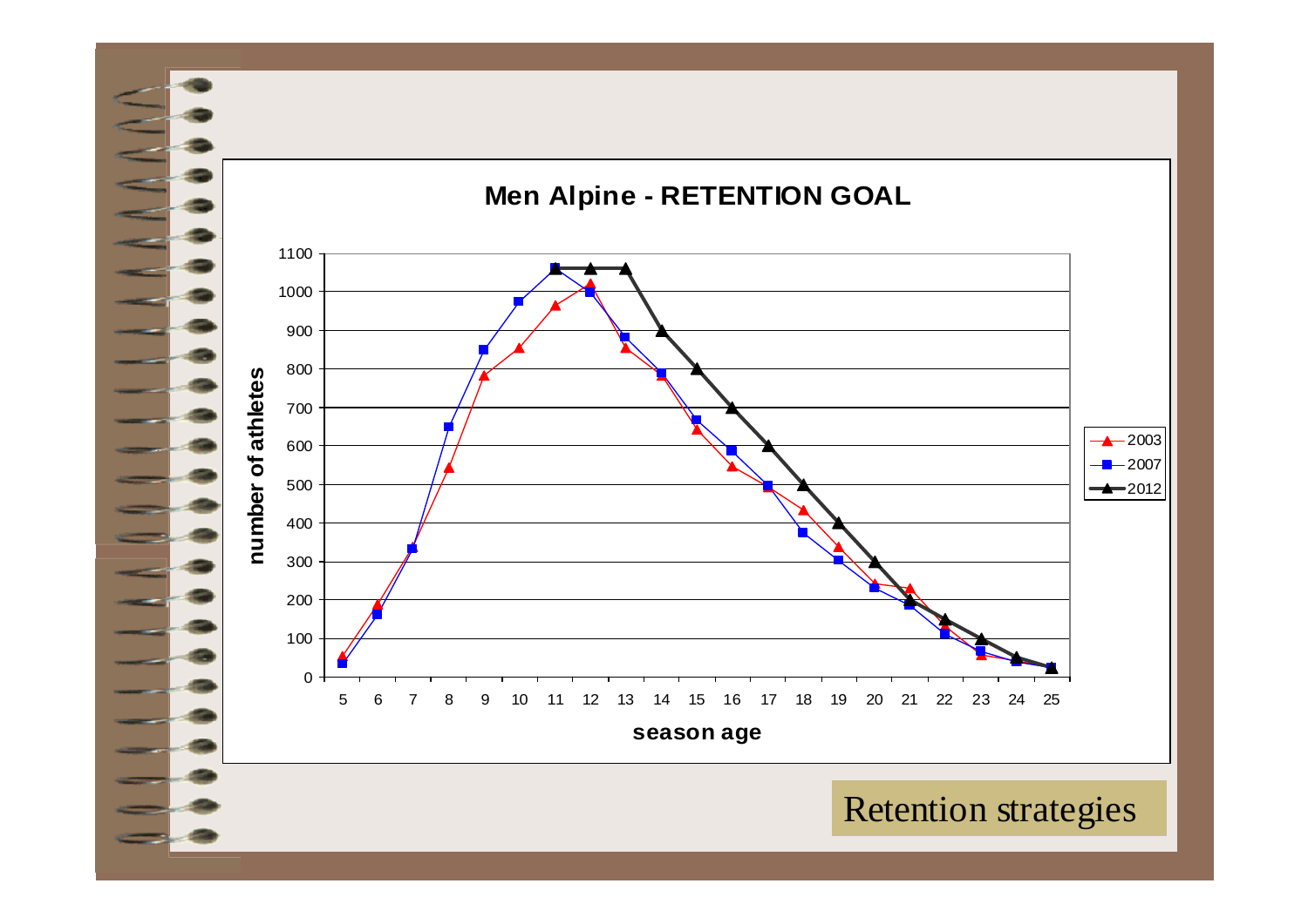## Men Alpine - RETENTION GOAL

number of athletes

season age

Legend: 2003, 2007, 2012

Retention strategies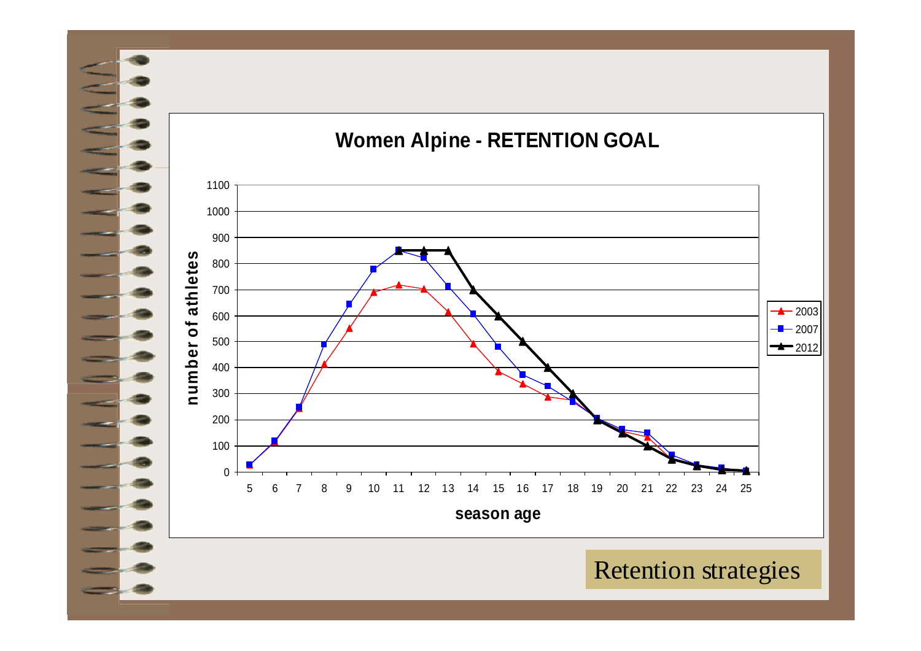## Women Alpine - RETENTION GOAL

Retention strategies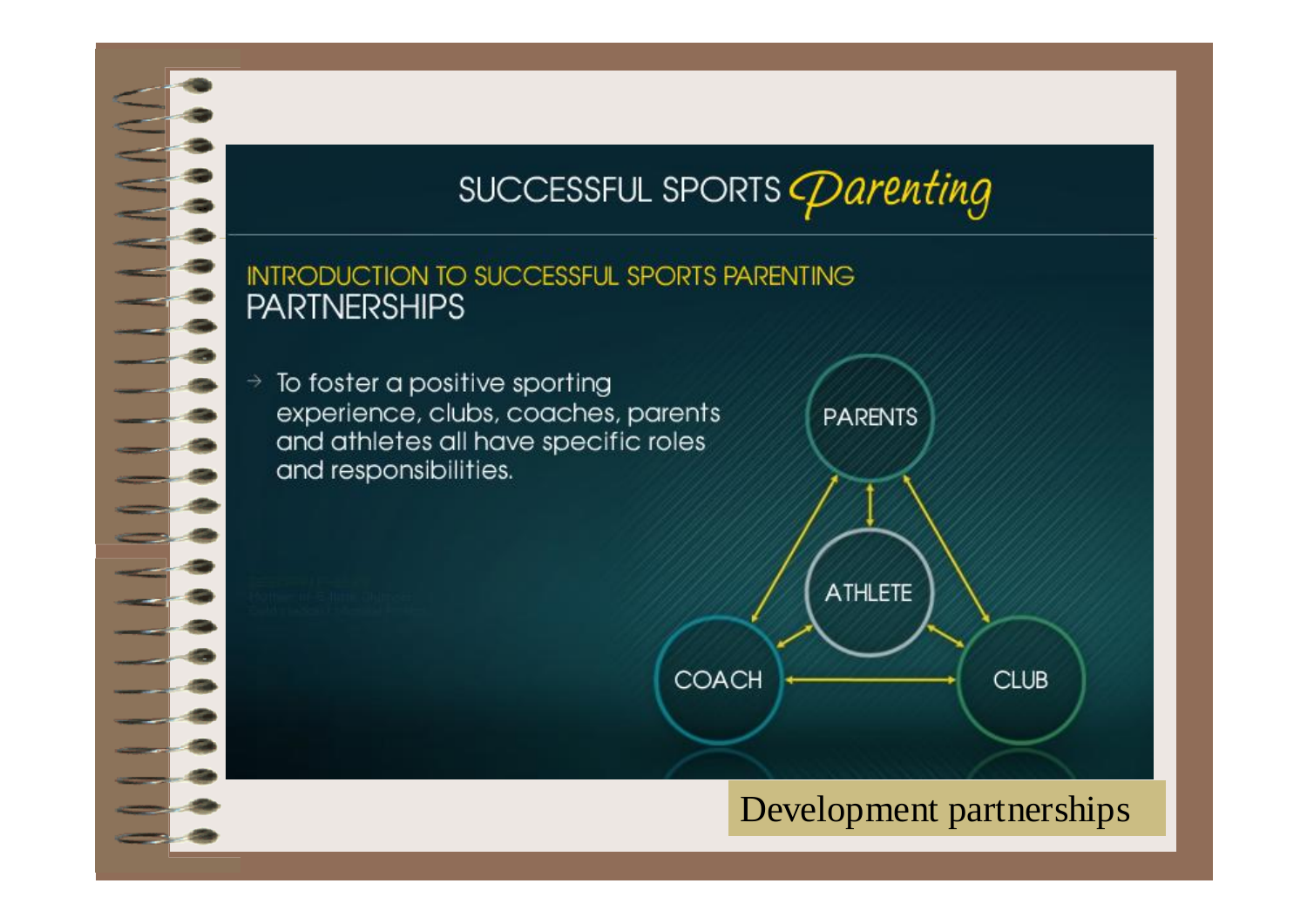# SUCCESSFUL SPORTS *Parenting*

## INTRODUCTION TO SUCCESSFUL SPORTS PARENTING
## PARTNERSHIPS

- To foster a positive sporting experience, clubs, coaches, parents and athletes all have specific roles and responsibilities.

PARENTS

ATHLETE

COACH

CLUB

Development partnerships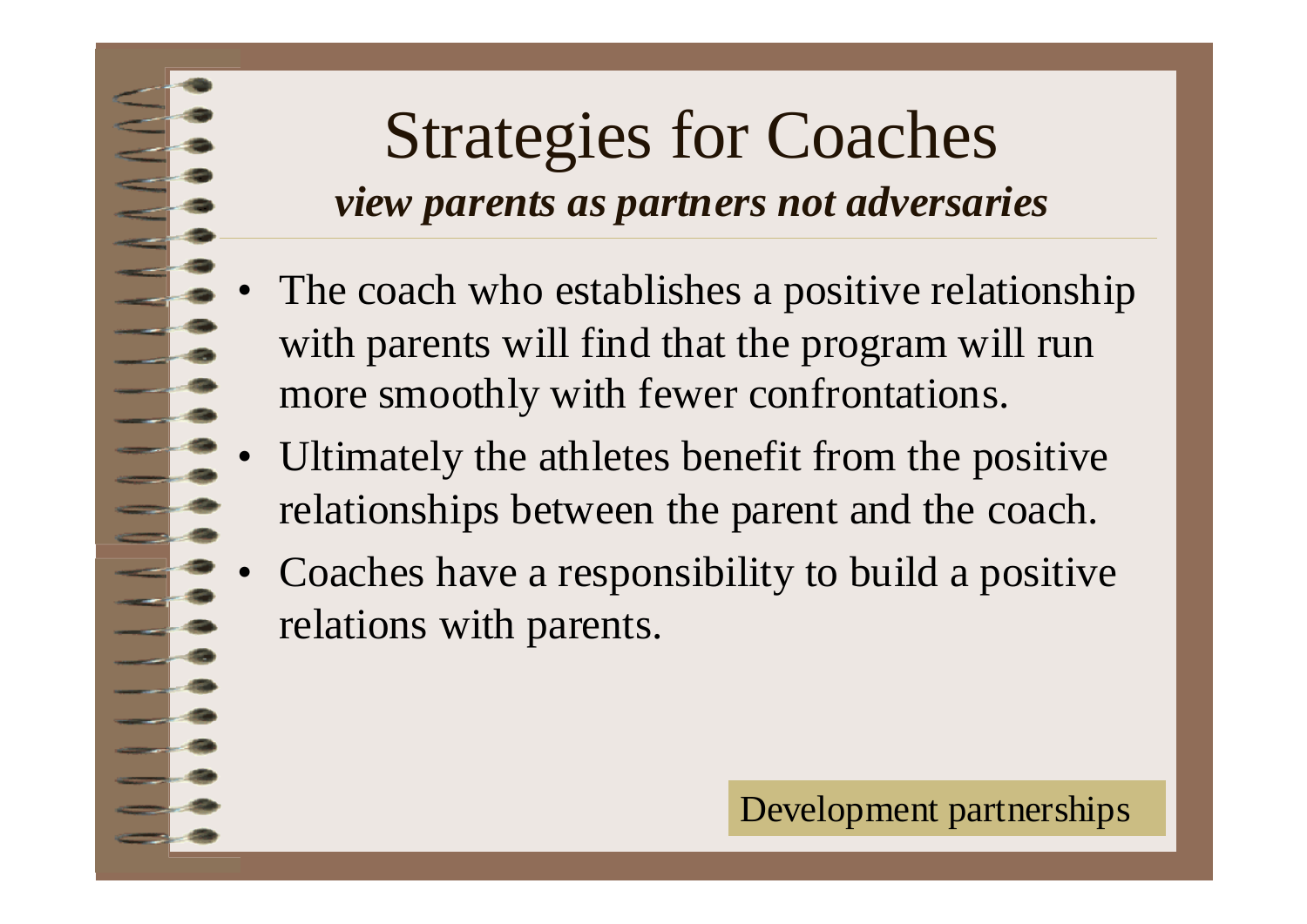# Strategies for Coaches

***view parents as partners not adversaries***

- The coach who establishes a positive relationship with parents will find that the program will run more smoothly with fewer confrontations.
- Ultimately the athletes benefit from the positive relationships between the parent and the coach.
- Coaches have a responsibility to build a positive relations with parents.

Development partnerships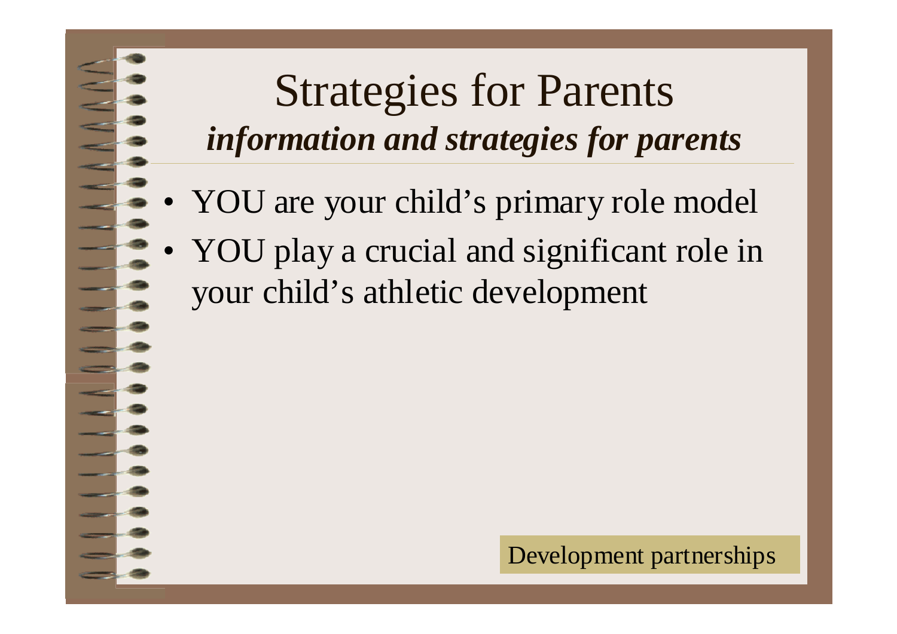# Strategies for Parents

## *information and strategies for parents*

- YOU are your child's primary role model
- YOU play a crucial and significant role in your child's athletic development

Development partnerships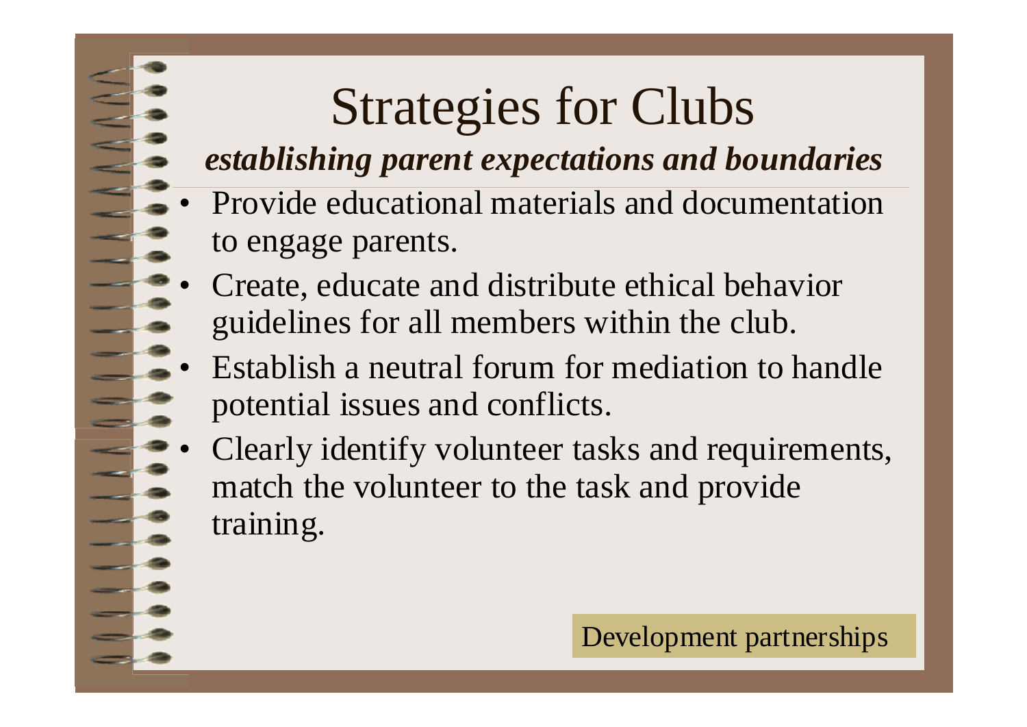# Strategies for Clubs

***establishing parent expectations and boundaries***

- Provide educational materials and documentation to engage parents.
- Create, educate and distribute ethical behavior guidelines for all members within the club.
- Establish a neutral forum for mediation to handle potential issues and conflicts.
- Clearly identify volunteer tasks and requirements, match the volunteer to the task and provide training.

Development partnerships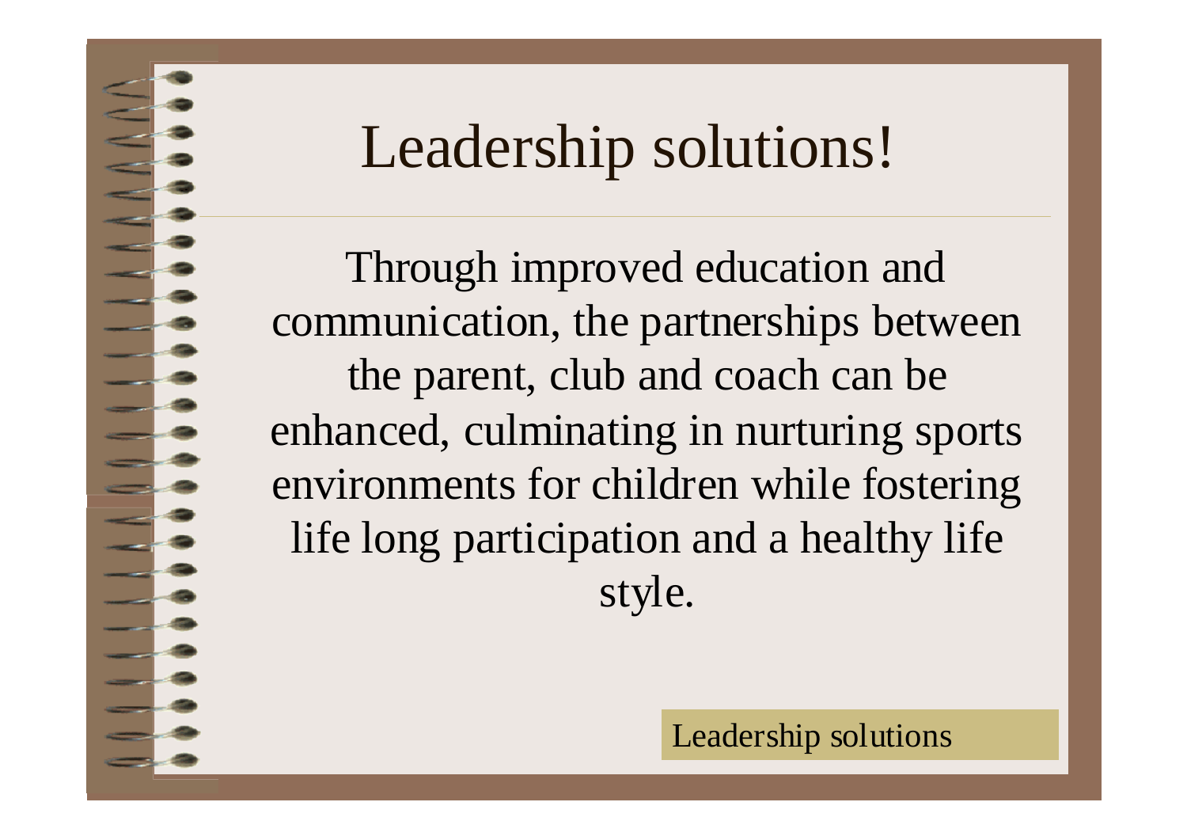# Leadership solutions!

Through improved education and communication, the partnerships between the parent, club and coach can be enhanced, culminating in nurturing sports environments for children while fostering life long participation and a healthy life style.

Leadership solutions